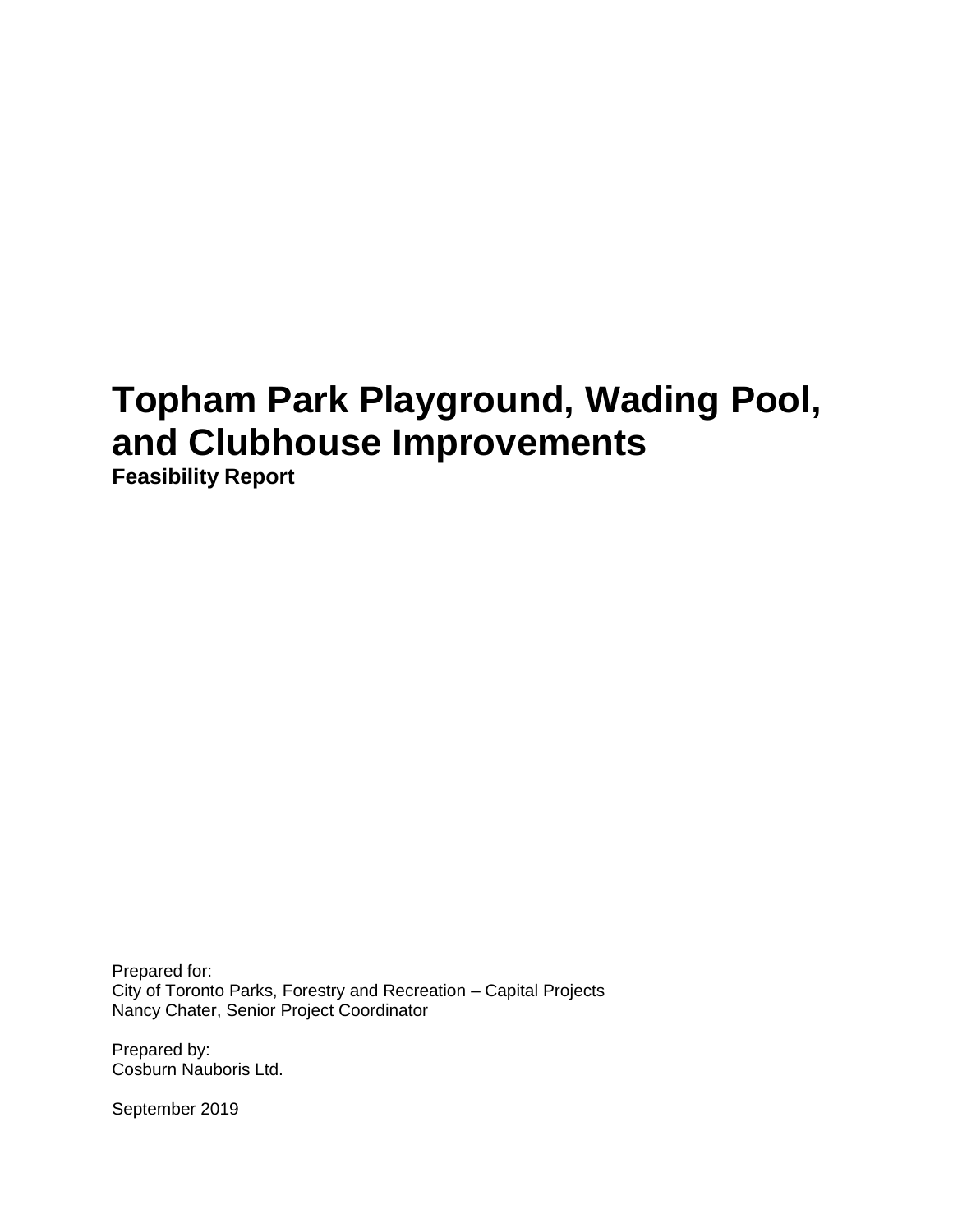# Topham Park Playground, Wading Pool, and Clubhouse Improvements

**Feasibility Report**

Prepared for:
City of Toronto Parks, Forestry and Recreation – Capital Projects
Nancy Chater, Senior Project Coordinator

Prepared by:
Cosburn Nauboris Ltd.

September 2019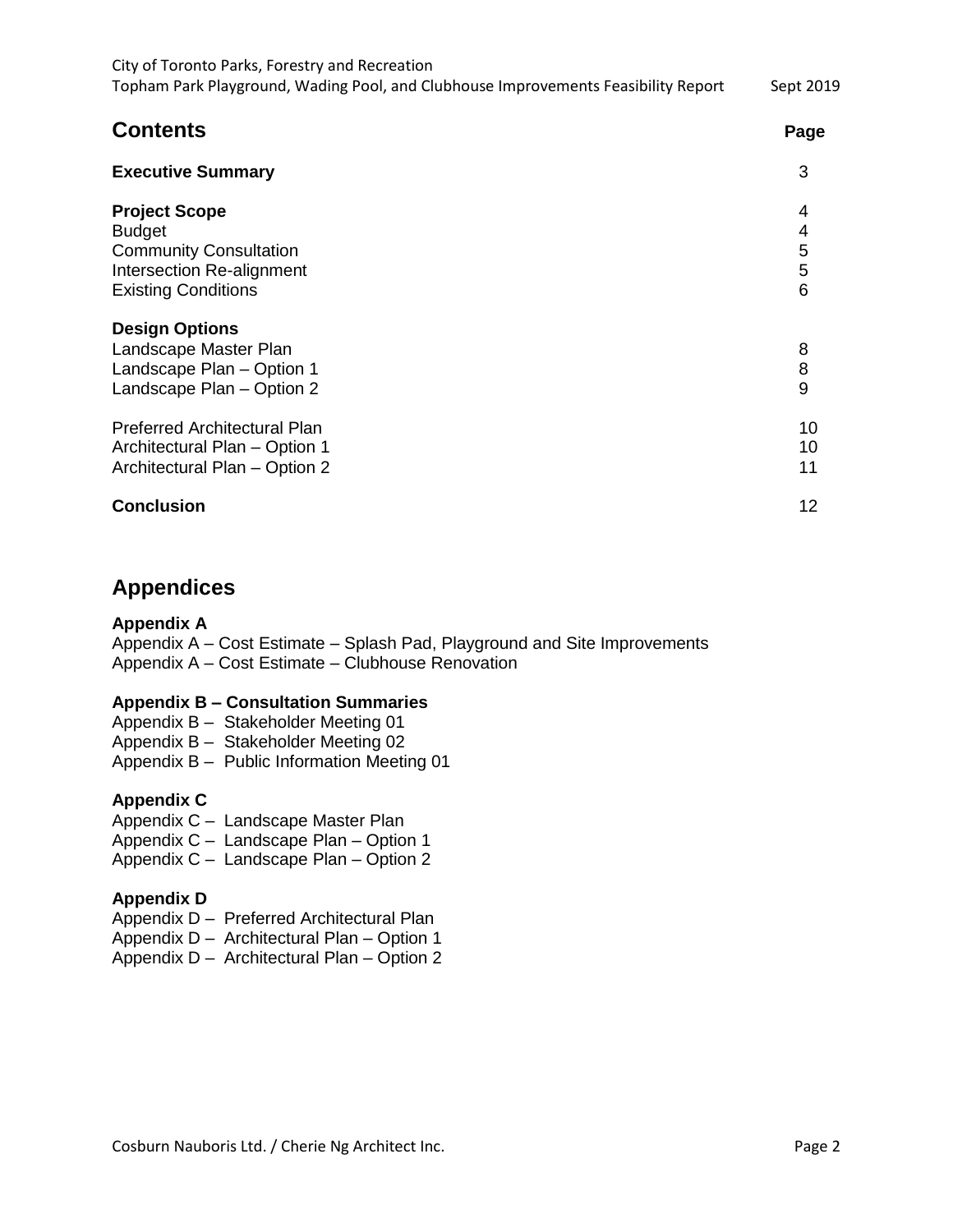## Contents

| | Page |
|---|---|
| **Executive Summary** | 3 |
| **Project Scope** | 4 |
| Budget | 4 |
| Community Consultation | 5 |
| Intersection Re-alignment | 5 |
| Existing Conditions | 6 |
| **Design Options** | |
| Landscape Master Plan | 8 |
| Landscape Plan – Option 1 | 8 |
| Landscape Plan – Option 2 | 9 |
| Preferred Architectural Plan | 10 |
| Architectural Plan – Option 1 | 10 |
| Architectural Plan – Option 2 | 11 |
| **Conclusion** | 12 |

## Appendices

**Appendix A**

Appendix A – Cost Estimate – Splash Pad, Playground and Site Improvements
Appendix A – Cost Estimate – Clubhouse Renovation

**Appendix B – Consultation Summaries**

Appendix B – Stakeholder Meeting 01
Appendix B – Stakeholder Meeting 02
Appendix B – Public Information Meeting 01

**Appendix C**

Appendix C – Landscape Master Plan
Appendix C – Landscape Plan – Option 1
Appendix C – Landscape Plan – Option 2

**Appendix D**

Appendix D – Preferred Architectural Plan
Appendix D – Architectural Plan – Option 1
Appendix D – Architectural Plan – Option 2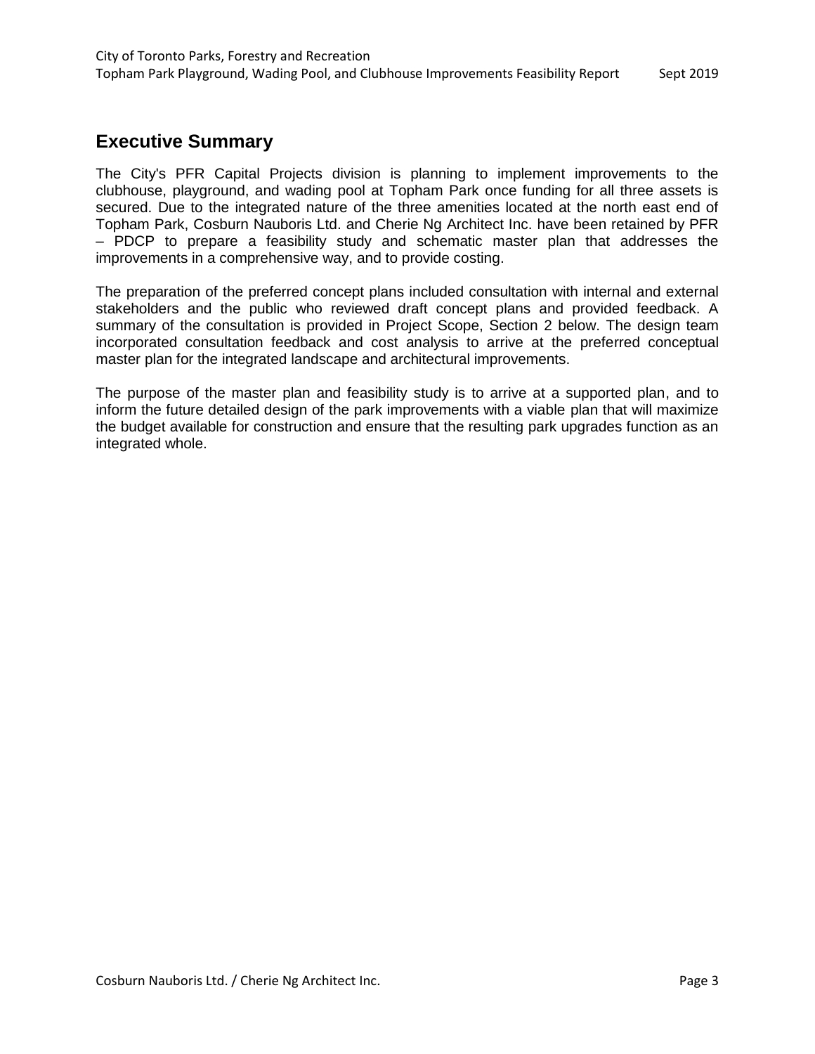## Executive Summary

The City's PFR Capital Projects division is planning to implement improvements to the clubhouse, playground, and wading pool at Topham Park once funding for all three assets is secured. Due to the integrated nature of the three amenities located at the north east end of Topham Park, Cosburn Nauboris Ltd. and Cherie Ng Architect Inc. have been retained by PFR – PDCP to prepare a feasibility study and schematic master plan that addresses the improvements in a comprehensive way, and to provide costing.

The preparation of the preferred concept plans included consultation with internal and external stakeholders and the public who reviewed draft concept plans and provided feedback. A summary of the consultation is provided in Project Scope, Section 2 below. The design team incorporated consultation feedback and cost analysis to arrive at the preferred conceptual master plan for the integrated landscape and architectural improvements.

The purpose of the master plan and feasibility study is to arrive at a supported plan, and to inform the future detailed design of the park improvements with a viable plan that will maximize the budget available for construction and ensure that the resulting park upgrades function as an integrated whole.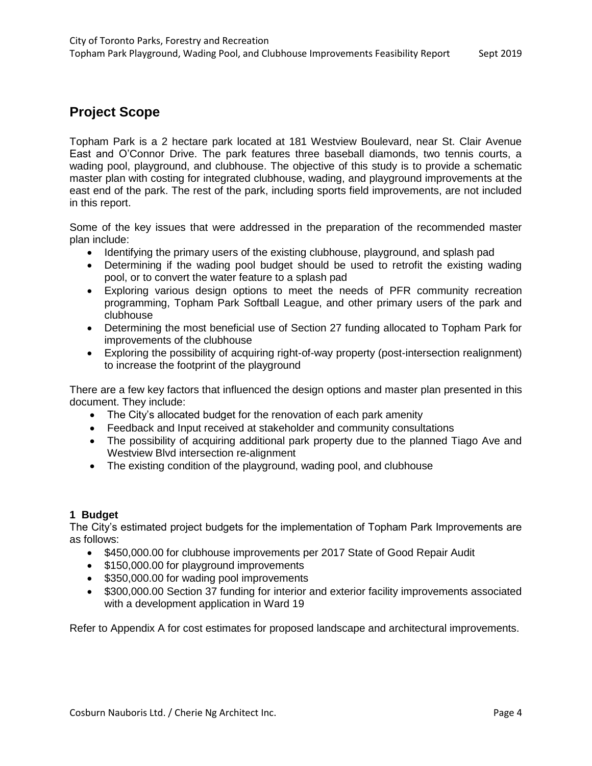## Project Scope

Topham Park is a 2 hectare park located at 181 Westview Boulevard, near St. Clair Avenue East and O'Connor Drive. The park features three baseball diamonds, two tennis courts, a wading pool, playground, and clubhouse. The objective of this study is to provide a schematic master plan with costing for integrated clubhouse, wading, and playground improvements at the east end of the park. The rest of the park, including sports field improvements, are not included in this report.

Some of the key issues that were addressed in the preparation of the recommended master plan include:

- Identifying the primary users of the existing clubhouse, playground, and splash pad
- Determining if the wading pool budget should be used to retrofit the existing wading pool, or to convert the water feature to a splash pad
- Exploring various design options to meet the needs of PFR community recreation programming, Topham Park Softball League, and other primary users of the park and clubhouse
- Determining the most beneficial use of Section 27 funding allocated to Topham Park for improvements of the clubhouse
- Exploring the possibility of acquiring right-of-way property (post-intersection realignment) to increase the footprint of the playground

There are a few key factors that influenced the design options and master plan presented in this document. They include:

- The City's allocated budget for the renovation of each park amenity
- Feedback and Input received at stakeholder and community consultations
- The possibility of acquiring additional park property due to the planned Tiago Ave and Westview Blvd intersection re-alignment
- The existing condition of the playground, wading pool, and clubhouse

### 1 Budget

The City's estimated project budgets for the implementation of Topham Park Improvements are as follows:

- $450,000.00 for clubhouse improvements per 2017 State of Good Repair Audit
- $150,000.00 for playground improvements
- $350,000.00 for wading pool improvements
- $300,000.00 Section 37 funding for interior and exterior facility improvements associated with a development application in Ward 19

Refer to Appendix A for cost estimates for proposed landscape and architectural improvements.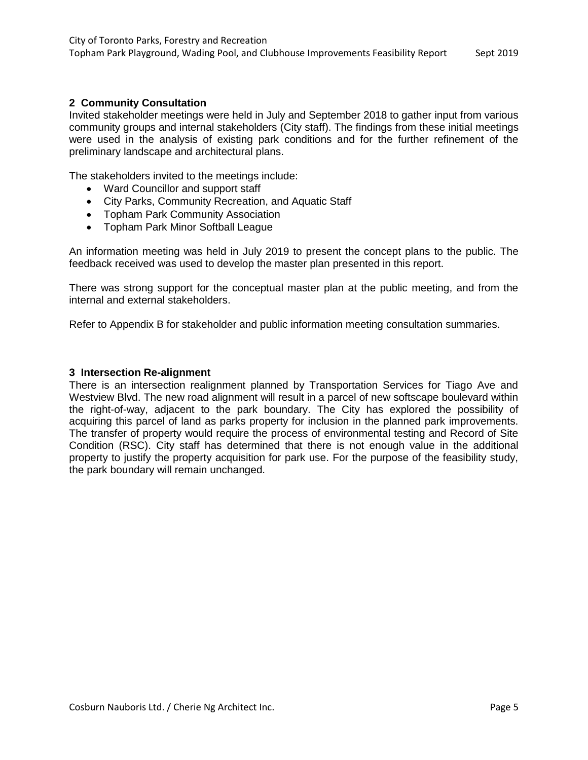## 2 Community Consultation

Invited stakeholder meetings were held in July and September 2018 to gather input from various community groups and internal stakeholders (City staff). The findings from these initial meetings were used in the analysis of existing park conditions and for the further refinement of the preliminary landscape and architectural plans.

The stakeholders invited to the meetings include:

- Ward Councillor and support staff
- City Parks, Community Recreation, and Aquatic Staff
- Topham Park Community Association
- Topham Park Minor Softball League

An information meeting was held in July 2019 to present the concept plans to the public. The feedback received was used to develop the master plan presented in this report.

There was strong support for the conceptual master plan at the public meeting, and from the internal and external stakeholders.

Refer to Appendix B for stakeholder and public information meeting consultation summaries.

## 3 Intersection Re-alignment

There is an intersection realignment planned by Transportation Services for Tiago Ave and Westview Blvd. The new road alignment will result in a parcel of new softscape boulevard within the right-of-way, adjacent to the park boundary. The City has explored the possibility of acquiring this parcel of land as parks property for inclusion in the planned park improvements. The transfer of property would require the process of environmental testing and Record of Site Condition (RSC). City staff has determined that there is not enough value in the additional property to justify the property acquisition for park use. For the purpose of the feasibility study, the park boundary will remain unchanged.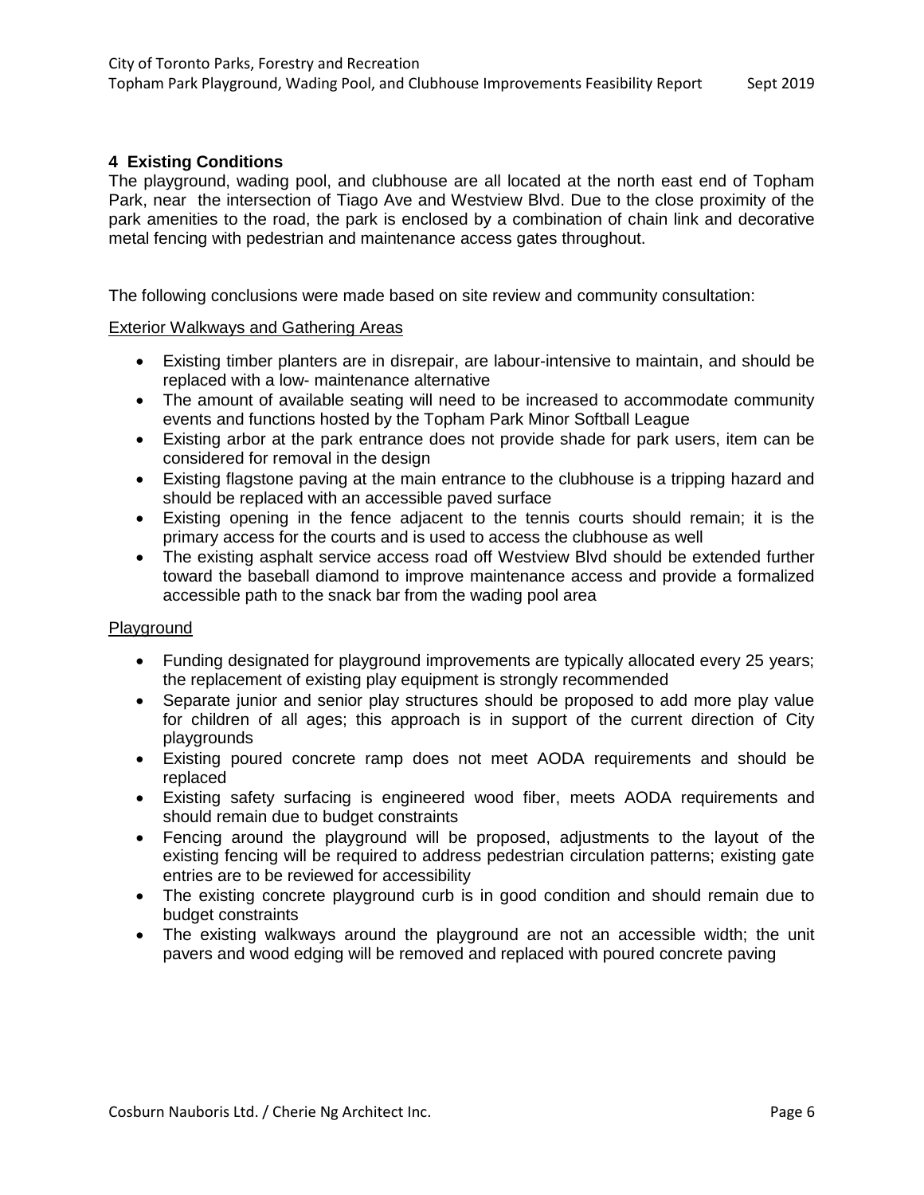## 4 Existing Conditions

The playground, wading pool, and clubhouse are all located at the north east end of Topham Park, near the intersection of Tiago Ave and Westview Blvd. Due to the close proximity of the park amenities to the road, the park is enclosed by a combination of chain link and decorative metal fencing with pedestrian and maintenance access gates throughout.

The following conclusions were made based on site review and community consultation:

Exterior Walkways and Gathering Areas

- Existing timber planters are in disrepair, are labour-intensive to maintain, and should be replaced with a low- maintenance alternative
- The amount of available seating will need to be increased to accommodate community events and functions hosted by the Topham Park Minor Softball League
- Existing arbor at the park entrance does not provide shade for park users, item can be considered for removal in the design
- Existing flagstone paving at the main entrance to the clubhouse is a tripping hazard and should be replaced with an accessible paved surface
- Existing opening in the fence adjacent to the tennis courts should remain; it is the primary access for the courts and is used to access the clubhouse as well
- The existing asphalt service access road off Westview Blvd should be extended further toward the baseball diamond to improve maintenance access and provide a formalized accessible path to the snack bar from the wading pool area

Playground

- Funding designated for playground improvements are typically allocated every 25 years; the replacement of existing play equipment is strongly recommended
- Separate junior and senior play structures should be proposed to add more play value for children of all ages; this approach is in support of the current direction of City playgrounds
- Existing poured concrete ramp does not meet AODA requirements and should be replaced
- Existing safety surfacing is engineered wood fiber, meets AODA requirements and should remain due to budget constraints
- Fencing around the playground will be proposed, adjustments to the layout of the existing fencing will be required to address pedestrian circulation patterns; existing gate entries are to be reviewed for accessibility
- The existing concrete playground curb is in good condition and should remain due to budget constraints
- The existing walkways around the playground are not an accessible width; the unit pavers and wood edging will be removed and replaced with poured concrete paving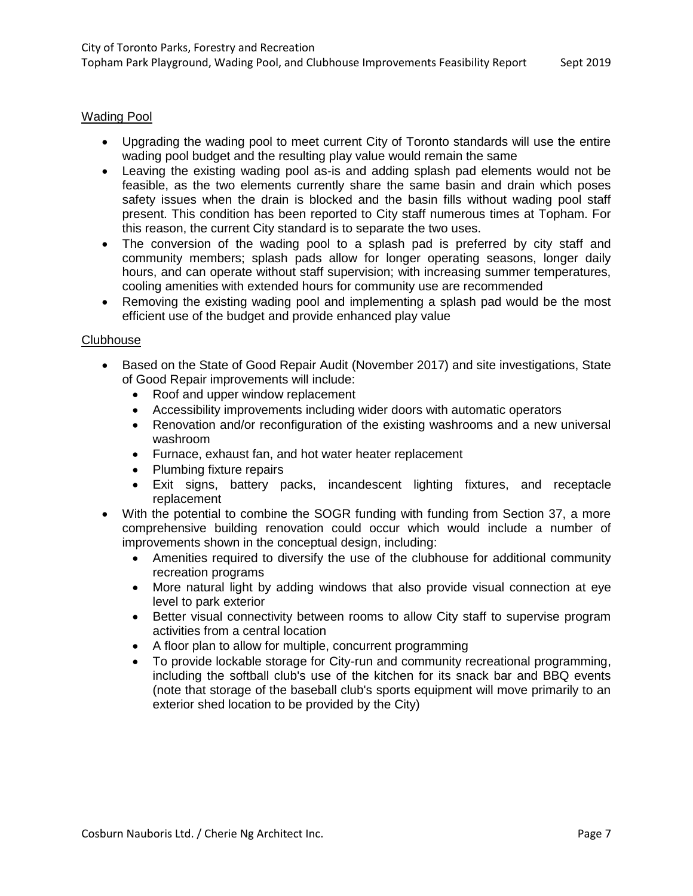## Wading Pool

- Upgrading the wading pool to meet current City of Toronto standards will use the entire wading pool budget and the resulting play value would remain the same
- Leaving the existing wading pool as-is and adding splash pad elements would not be feasible, as the two elements currently share the same basin and drain which poses safety issues when the drain is blocked and the basin fills without wading pool staff present. This condition has been reported to City staff numerous times at Topham. For this reason, the current City standard is to separate the two uses.
- The conversion of the wading pool to a splash pad is preferred by city staff and community members; splash pads allow for longer operating seasons, longer daily hours, and can operate without staff supervision; with increasing summer temperatures, cooling amenities with extended hours for community use are recommended
- Removing the existing wading pool and implementing a splash pad would be the most efficient use of the budget and provide enhanced play value

## Clubhouse

- Based on the State of Good Repair Audit (November 2017) and site investigations, State of Good Repair improvements will include:
  - Roof and upper window replacement
  - Accessibility improvements including wider doors with automatic operators
  - Renovation and/or reconfiguration of the existing washrooms and a new universal washroom
  - Furnace, exhaust fan, and hot water heater replacement
  - Plumbing fixture repairs
  - Exit signs, battery packs, incandescent lighting fixtures, and receptacle replacement
- With the potential to combine the SOGR funding with funding from Section 37, a more comprehensive building renovation could occur which would include a number of improvements shown in the conceptual design, including:
  - Amenities required to diversify the use of the clubhouse for additional community recreation programs
  - More natural light by adding windows that also provide visual connection at eye level to park exterior
  - Better visual connectivity between rooms to allow City staff to supervise program activities from a central location
  - A floor plan to allow for multiple, concurrent programming
  - To provide lockable storage for City-run and community recreational programming, including the softball club's use of the kitchen for its snack bar and BBQ events (note that storage of the baseball club's sports equipment will move primarily to an exterior shed location to be provided by the City)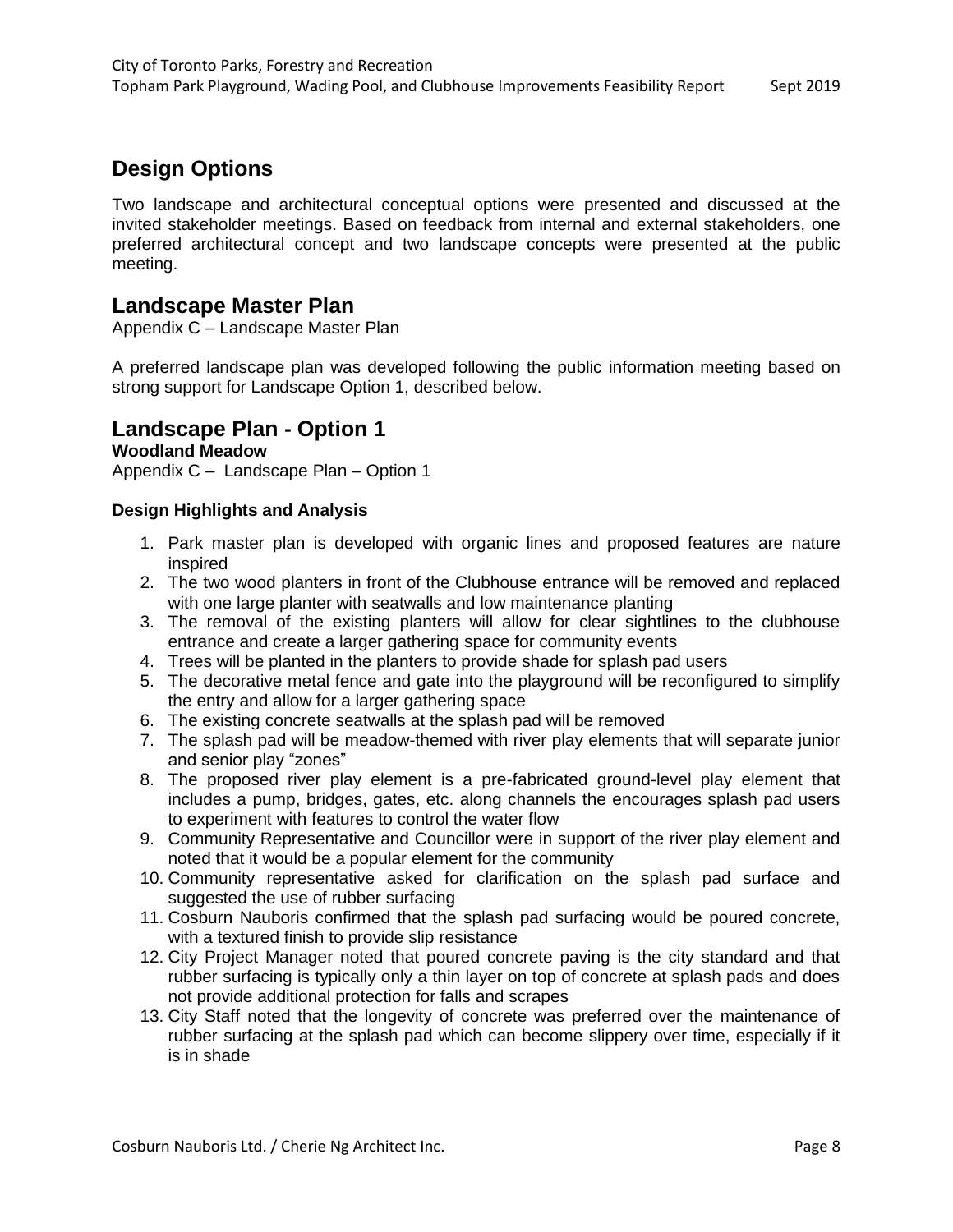## Design Options

Two landscape and architectural conceptual options were presented and discussed at the invited stakeholder meetings. Based on feedback from internal and external stakeholders, one preferred architectural concept and two landscape concepts were presented at the public meeting.

## Landscape Master Plan

Appendix C – Landscape Master Plan

A preferred landscape plan was developed following the public information meeting based on strong support for Landscape Option 1, described below.

## Landscape Plan - Option 1

**Woodland Meadow**

Appendix C – Landscape Plan – Option 1

#### Design Highlights and Analysis

1. Park master plan is developed with organic lines and proposed features are nature inspired
2. The two wood planters in front of the Clubhouse entrance will be removed and replaced with one large planter with seatwalls and low maintenance planting
3. The removal of the existing planters will allow for clear sightlines to the clubhouse entrance and create a larger gathering space for community events
4. Trees will be planted in the planters to provide shade for splash pad users
5. The decorative metal fence and gate into the playground will be reconfigured to simplify the entry and allow for a larger gathering space
6. The existing concrete seatwalls at the splash pad will be removed
7. The splash pad will be meadow-themed with river play elements that will separate junior and senior play "zones"
8. The proposed river play element is a pre-fabricated ground-level play element that includes a pump, bridges, gates, etc. along channels the encourages splash pad users to experiment with features to control the water flow
9. Community Representative and Councillor were in support of the river play element and noted that it would be a popular element for the community
10. Community representative asked for clarification on the splash pad surface and suggested the use of rubber surfacing
11. Cosburn Nauboris confirmed that the splash pad surfacing would be poured concrete, with a textured finish to provide slip resistance
12. City Project Manager noted that poured concrete paving is the city standard and that rubber surfacing is typically only a thin layer on top of concrete at splash pads and does not provide additional protection for falls and scrapes
13. City Staff noted that the longevity of concrete was preferred over the maintenance of rubber surfacing at the splash pad which can become slippery over time, especially if it is in shade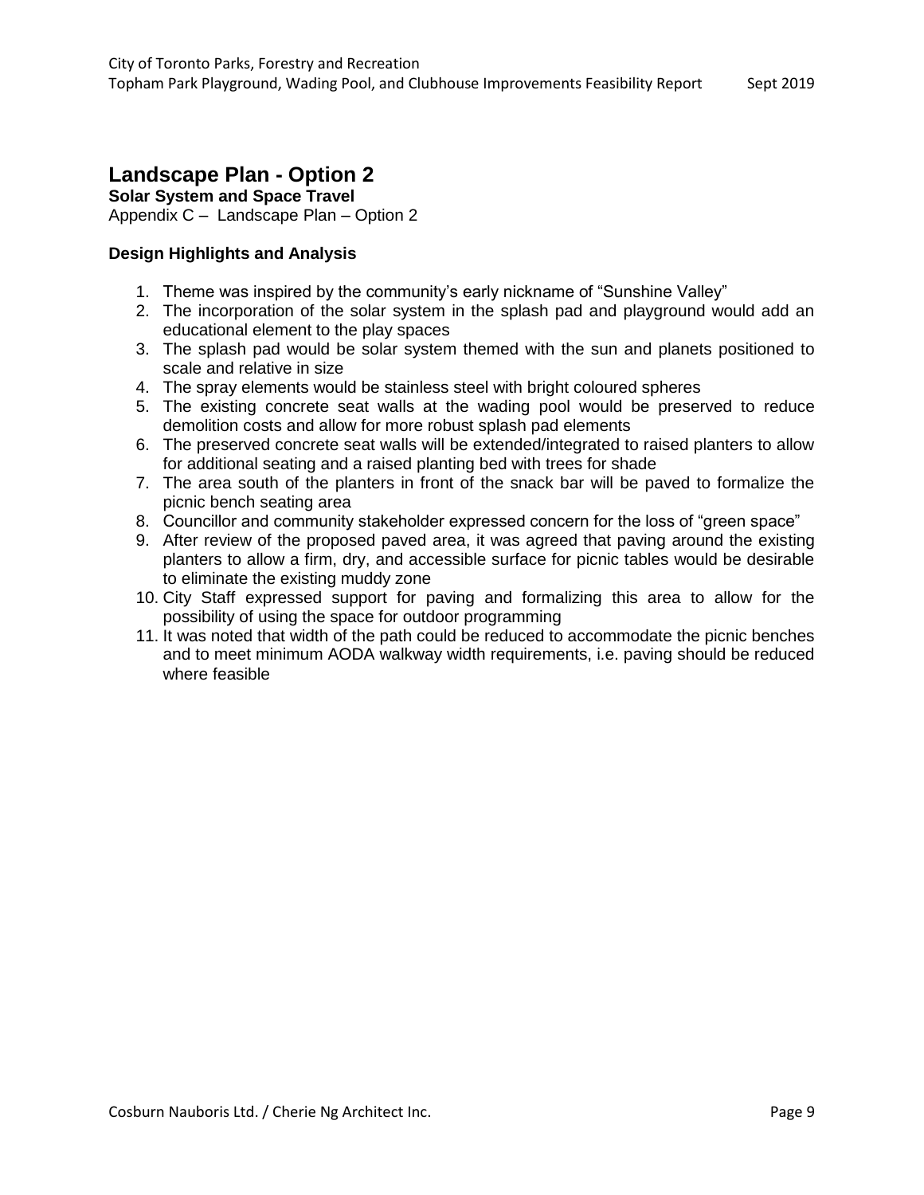## Landscape Plan - Option 2

**Solar System and Space Travel**

Appendix C – Landscape Plan – Option 2

### Design Highlights and Analysis

1. Theme was inspired by the community's early nickname of "Sunshine Valley"
2. The incorporation of the solar system in the splash pad and playground would add an educational element to the play spaces
3. The splash pad would be solar system themed with the sun and planets positioned to scale and relative in size
4. The spray elements would be stainless steel with bright coloured spheres
5. The existing concrete seat walls at the wading pool would be preserved to reduce demolition costs and allow for more robust splash pad elements
6. The preserved concrete seat walls will be extended/integrated to raised planters to allow for additional seating and a raised planting bed with trees for shade
7. The area south of the planters in front of the snack bar will be paved to formalize the picnic bench seating area
8. Councillor and community stakeholder expressed concern for the loss of "green space"
9. After review of the proposed paved area, it was agreed that paving around the existing planters to allow a firm, dry, and accessible surface for picnic tables would be desirable to eliminate the existing muddy zone
10. City Staff expressed support for paving and formalizing this area to allow for the possibility of using the space for outdoor programming
11. It was noted that width of the path could be reduced to accommodate the picnic benches and to meet minimum AODA walkway width requirements, i.e. paving should be reduced where feasible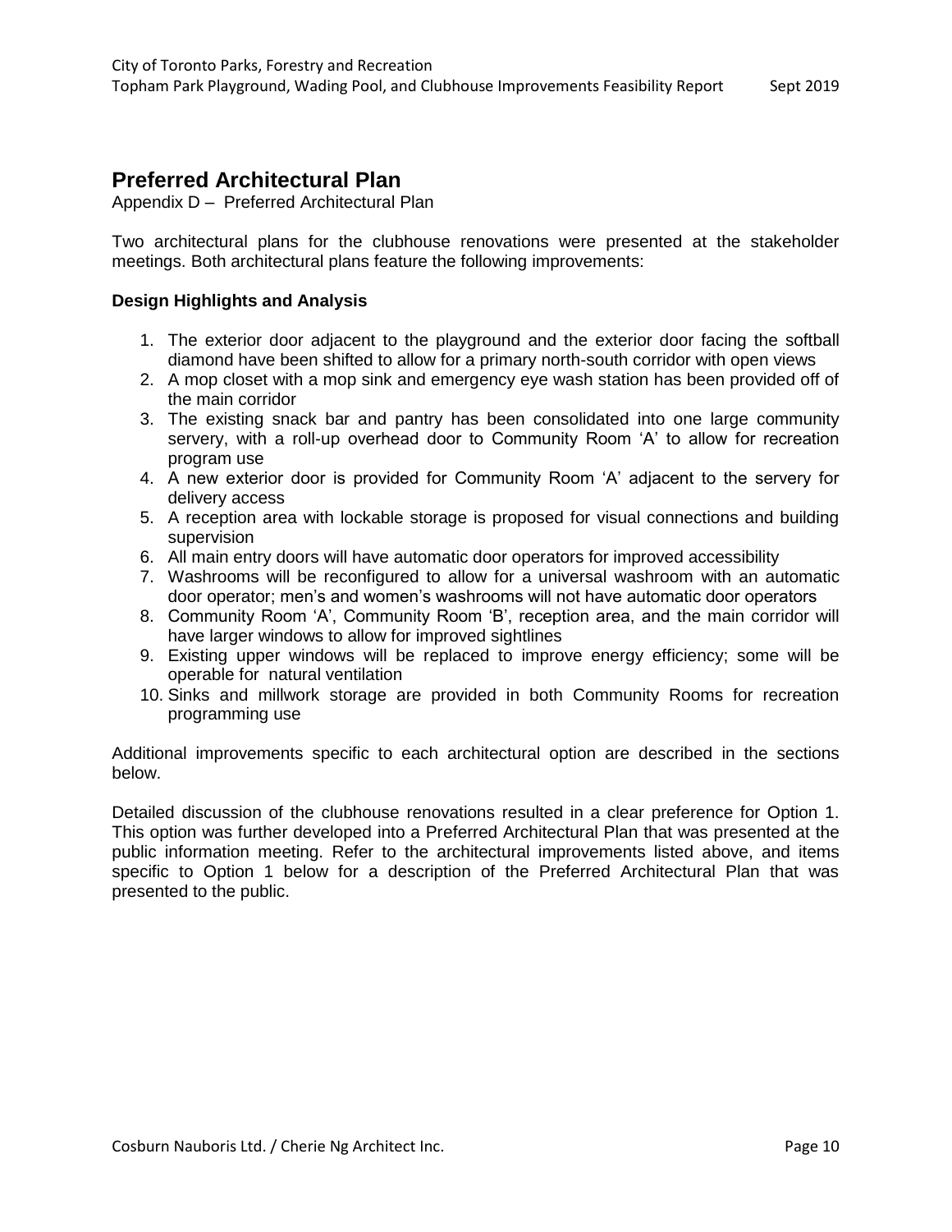## Preferred Architectural Plan

Appendix D – Preferred Architectural Plan

Two architectural plans for the clubhouse renovations were presented at the stakeholder meetings. Both architectural plans feature the following improvements:

**Design Highlights and Analysis**

1. The exterior door adjacent to the playground and the exterior door facing the softball diamond have been shifted to allow for a primary north-south corridor with open views
2. A mop closet with a mop sink and emergency eye wash station has been provided off of the main corridor
3. The existing snack bar and pantry has been consolidated into one large community servery, with a roll-up overhead door to Community Room 'A' to allow for recreation program use
4. A new exterior door is provided for Community Room 'A' adjacent to the servery for delivery access
5. A reception area with lockable storage is proposed for visual connections and building supervision
6. All main entry doors will have automatic door operators for improved accessibility
7. Washrooms will be reconfigured to allow for a universal washroom with an automatic door operator; men's and women's washrooms will not have automatic door operators
8. Community Room 'A', Community Room 'B', reception area, and the main corridor will have larger windows to allow for improved sightlines
9. Existing upper windows will be replaced to improve energy efficiency; some will be operable for natural ventilation
10. Sinks and millwork storage are provided in both Community Rooms for recreation programming use

Additional improvements specific to each architectural option are described in the sections below.

Detailed discussion of the clubhouse renovations resulted in a clear preference for Option 1. This option was further developed into a Preferred Architectural Plan that was presented at the public information meeting. Refer to the architectural improvements listed above, and items specific to Option 1 below for a description of the Preferred Architectural Plan that was presented to the public.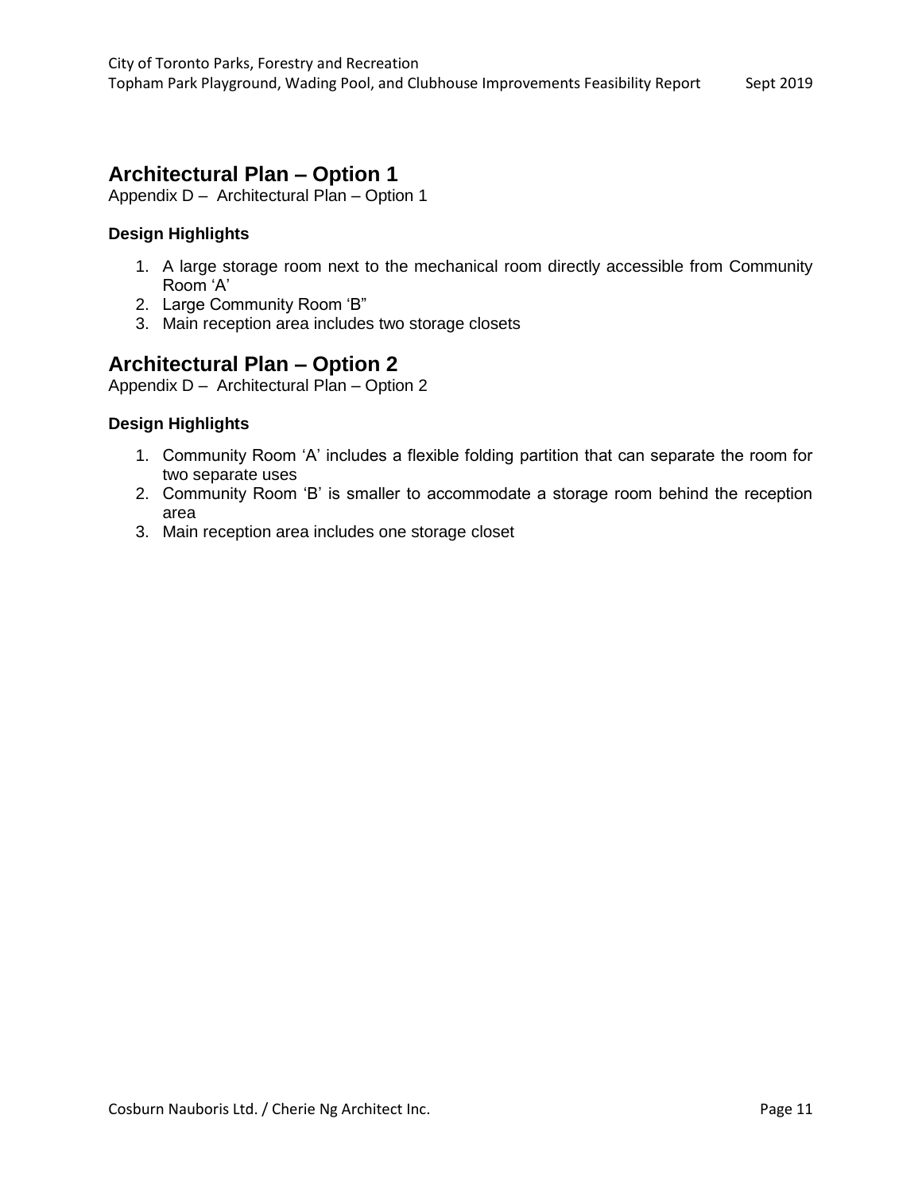## Architectural Plan – Option 1

Appendix D – Architectural Plan – Option 1

### Design Highlights

1. A large storage room next to the mechanical room directly accessible from Community Room 'A'
2. Large Community Room 'B"
3. Main reception area includes two storage closets

## Architectural Plan – Option 2

Appendix D – Architectural Plan – Option 2

### Design Highlights

1. Community Room 'A' includes a flexible folding partition that can separate the room for two separate uses
2. Community Room 'B' is smaller to accommodate a storage room behind the reception area
3. Main reception area includes one storage closet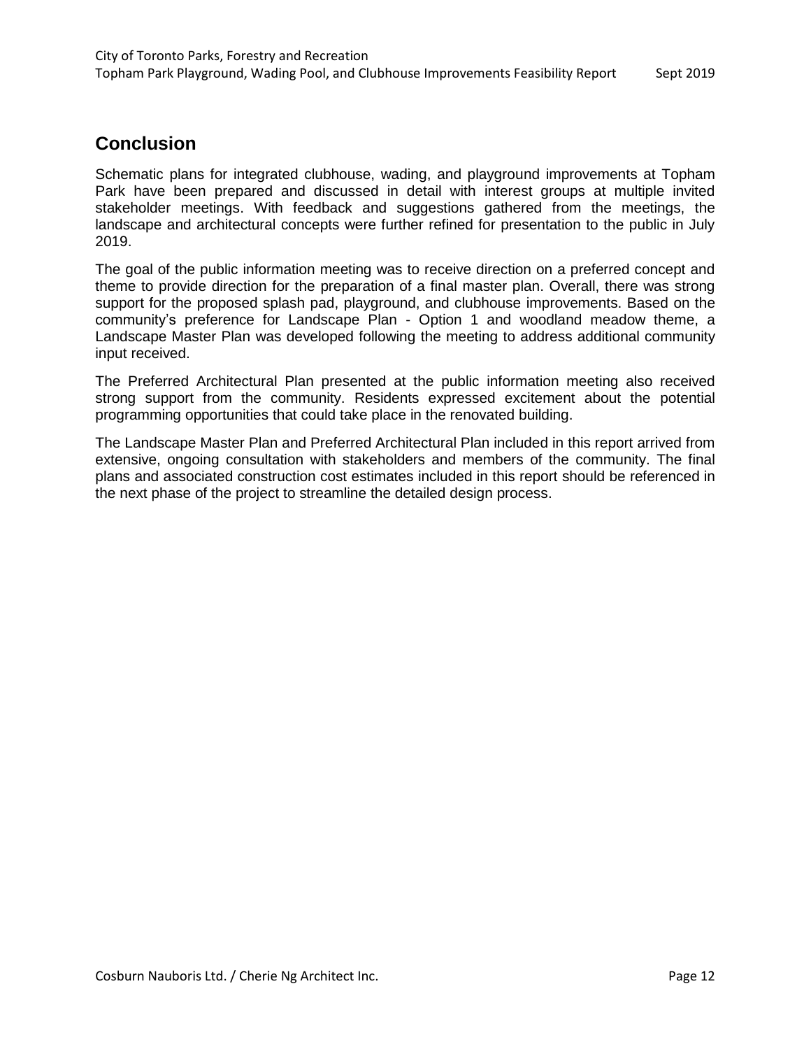## Conclusion

Schematic plans for integrated clubhouse, wading, and playground improvements at Topham Park have been prepared and discussed in detail with interest groups at multiple invited stakeholder meetings. With feedback and suggestions gathered from the meetings, the landscape and architectural concepts were further refined for presentation to the public in July 2019.

The goal of the public information meeting was to receive direction on a preferred concept and theme to provide direction for the preparation of a final master plan. Overall, there was strong support for the proposed splash pad, playground, and clubhouse improvements. Based on the community's preference for Landscape Plan - Option 1 and woodland meadow theme, a Landscape Master Plan was developed following the meeting to address additional community input received.

The Preferred Architectural Plan presented at the public information meeting also received strong support from the community. Residents expressed excitement about the potential programming opportunities that could take place in the renovated building.

The Landscape Master Plan and Preferred Architectural Plan included in this report arrived from extensive, ongoing consultation with stakeholders and members of the community. The final plans and associated construction cost estimates included in this report should be referenced in the next phase of the project to streamline the detailed design process.